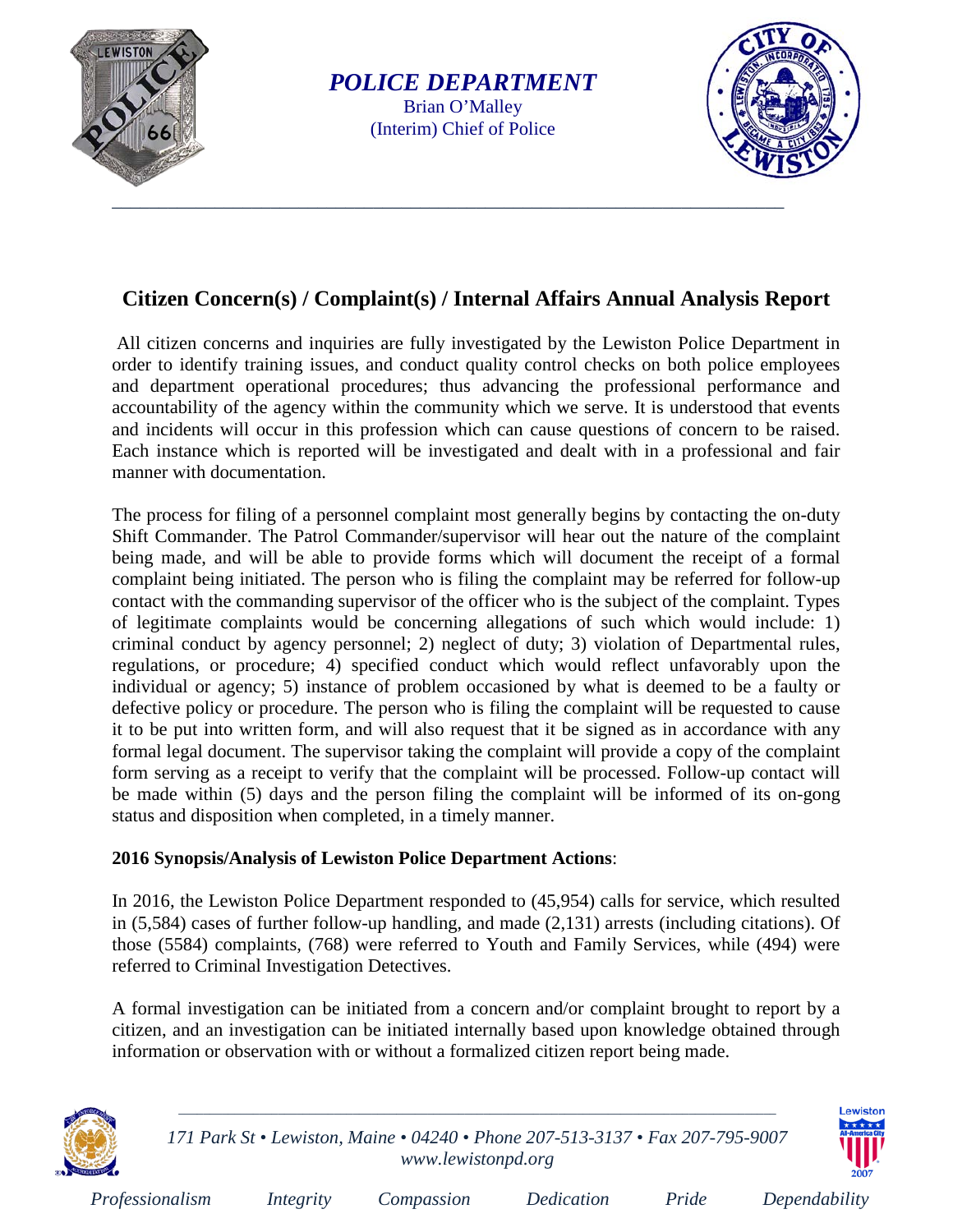*POLICE DEPARTMENT*
Brian O'Malley
(Interim) Chief of Police

## Citizen Concern(s) / Complaint(s) / Internal Affairs Annual Analysis Report

All citizen concerns and inquiries are fully investigated by the Lewiston Police Department in order to identify training issues, and conduct quality control checks on both police employees and department operational procedures; thus advancing the professional performance and accountability of the agency within the community which we serve. It is understood that events and incidents will occur in this profession which can cause questions of concern to be raised. Each instance which is reported will be investigated and dealt with in a professional and fair manner with documentation.

The process for filing of a personnel complaint most generally begins by contacting the on-duty Shift Commander. The Patrol Commander/supervisor will hear out the nature of the complaint being made, and will be able to provide forms which will document the receipt of a formal complaint being initiated. The person who is filing the complaint may be referred for follow-up contact with the commanding supervisor of the officer who is the subject of the complaint. Types of legitimate complaints would be concerning allegations of such which would include: 1) criminal conduct by agency personnel; 2) neglect of duty; 3) violation of Departmental rules, regulations, or procedure; 4) specified conduct which would reflect unfavorably upon the individual or agency; 5) instance of problem occasioned by what is deemed to be a faulty or defective policy or procedure. The person who is filing the complaint will be requested to cause it to be put into written form, and will also request that it be signed as in accordance with any formal legal document. The supervisor taking the complaint will provide a copy of the complaint form serving as a receipt to verify that the complaint will be processed. Follow-up contact will be made within (5) days and the person filing the complaint will be informed of its on-gong status and disposition when completed, in a timely manner.

**2016 Synopsis/Analysis of Lewiston Police Department Actions**:

In 2016, the Lewiston Police Department responded to (45,954) calls for service, which resulted in (5,584) cases of further follow-up handling, and made (2,131) arrests (including citations). Of those (5584) complaints, (768) were referred to Youth and Family Services, while (494) were referred to Criminal Investigation Detectives.

A formal investigation can be initiated from a concern and/or complaint brought to report by a citizen, and an investigation can be initiated internally based upon knowledge obtained through information or observation with or without a formalized citizen report being made.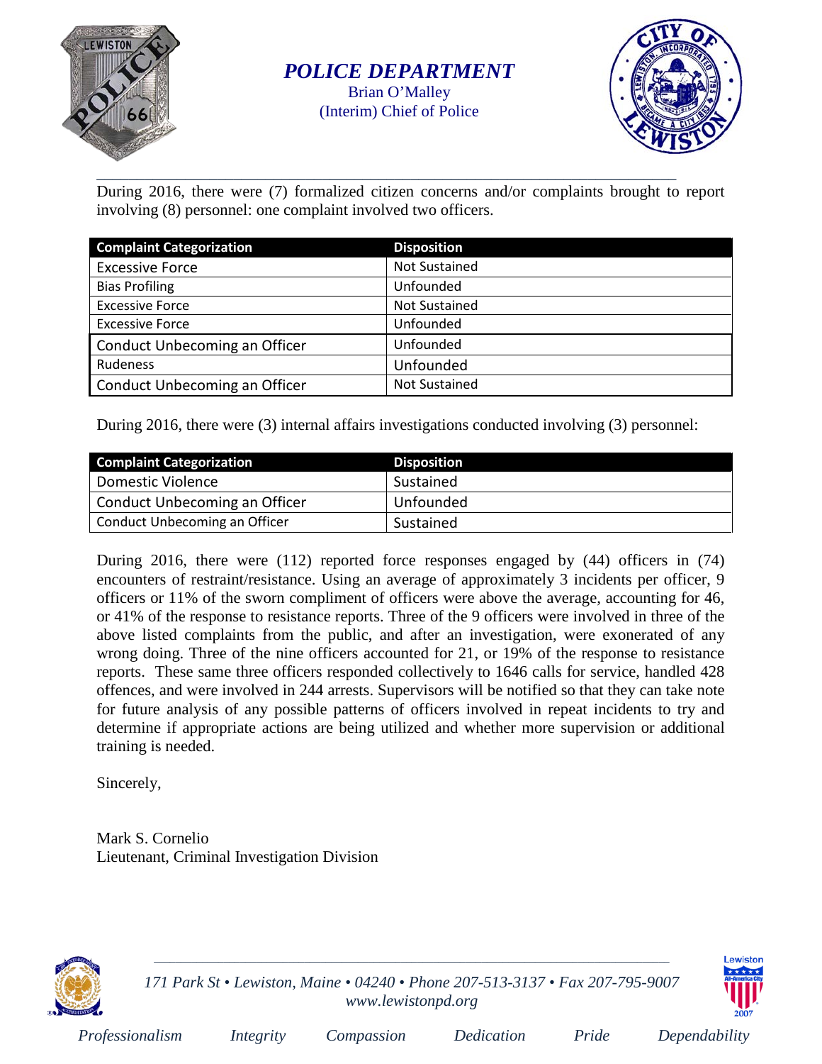# POLICE DEPARTMENT

Brian O'Malley
(Interim) Chief of Police

During 2016, there were (7) formalized citizen concerns and/or complaints brought to report involving (8) personnel: one complaint involved two officers.

| Complaint Categorization | Disposition |
|---|---|
| Excessive Force | Not Sustained |
| Bias Profiling | Unfounded |
| Excessive Force | Not Sustained |
| Excessive Force | Unfounded |
| Conduct Unbecoming an Officer | Unfounded |
| Rudeness | Unfounded |
| Conduct Unbecoming an Officer | Not Sustained |

During 2016, there were (3) internal affairs investigations conducted involving (3) personnel:

| Complaint Categorization | Disposition |
|---|---|
| Domestic Violence | Sustained |
| Conduct Unbecoming an Officer | Unfounded |
| Conduct Unbecoming an Officer | Sustained |

During 2016, there were (112) reported force responses engaged by (44) officers in (74) encounters of restraint/resistance. Using an average of approximately 3 incidents per officer, 9 officers or 11% of the sworn compliment of officers were above the average, accounting for 46, or 41% of the response to resistance reports. Three of the 9 officers were involved in three of the above listed complaints from the public, and after an investigation, were exonerated of any wrong doing. Three of the nine officers accounted for 21, or 19% of the response to resistance reports. These same three officers responded collectively to 1646 calls for service, handled 428 offences, and were involved in 244 arrests. Supervisors will be notified so that they can take note for future analysis of any possible patterns of officers involved in repeat incidents to try and determine if appropriate actions are being utilized and whether more supervision or additional training is needed.

Sincerely,

Mark S. Cornelio
Lieutenant, Criminal Investigation Division

*171 Park St • Lewiston, Maine • 04240 • Phone 207-513-3137 • Fax 207-795-9007*
*www.lewistonpd.org*

*Professionalism Integrity Compassion Dedication Pride Dependability*